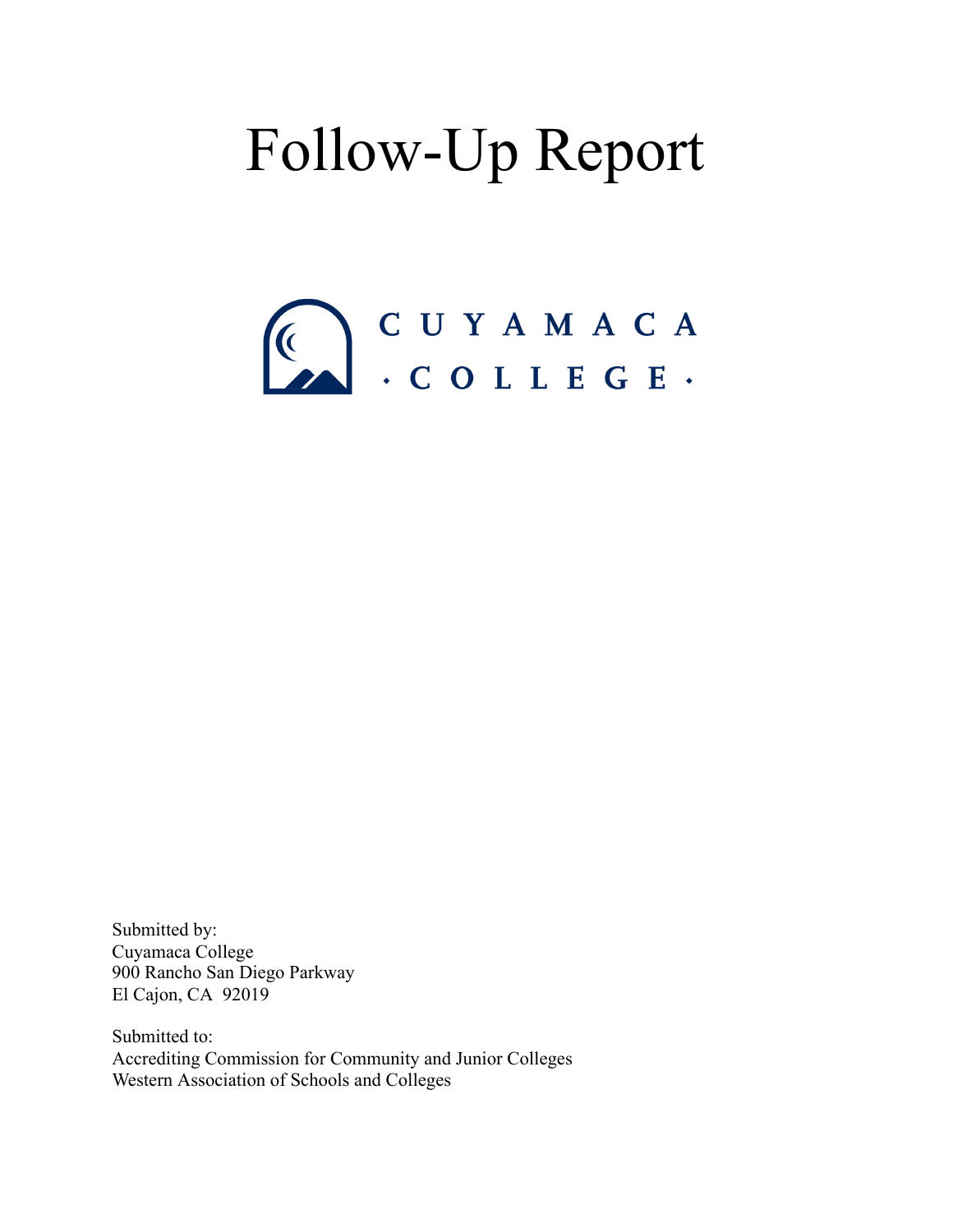# Follow-Up Report

CUYAMACA

· COLLEGE ·

Submitted by:
Cuyamaca College
900 Rancho San Diego Parkway
El Cajon, CA 92019

Submitted to:
Accrediting Commission for Community and Junior Colleges
Western Association of Schools and Colleges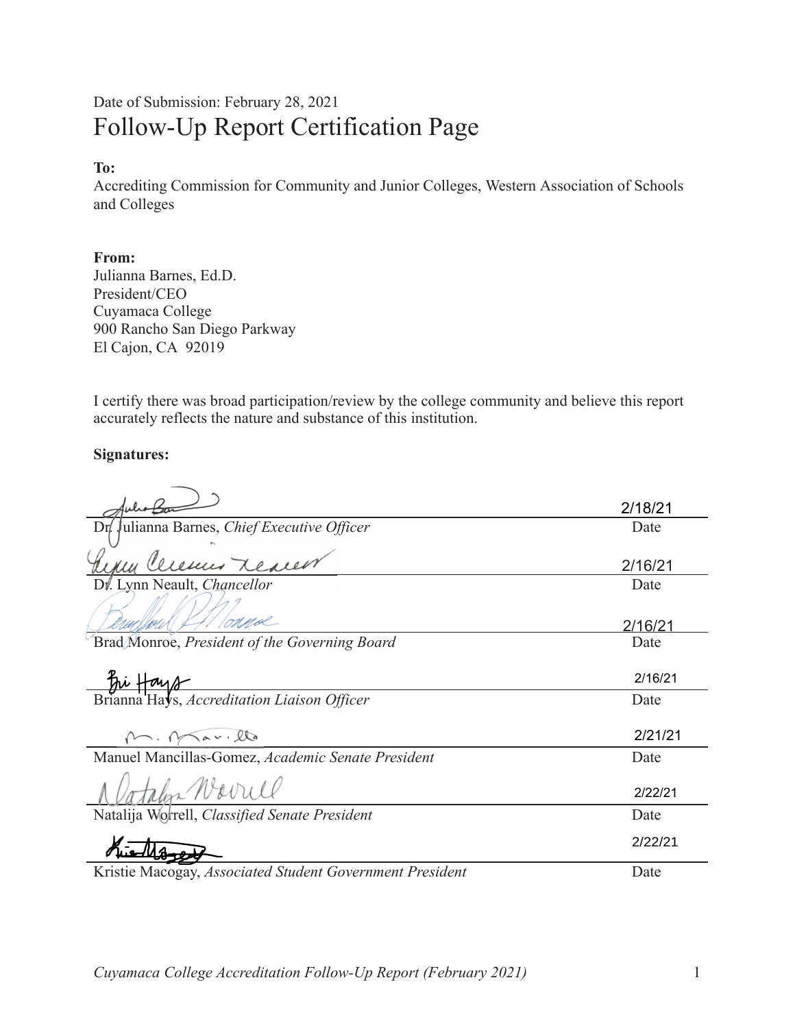Date of Submission: February 28, 2021

# Follow-Up Report Certification Page

**To:**
Accrediting Commission for Community and Junior Colleges, Western Association of Schools and Colleges

**From:**
Julianna Barnes, Ed.D.
President/CEO
Cuyamaca College
900 Rancho San Diego Parkway
El Cajon, CA 92019

I certify there was broad participation/review by the college community and believe this report accurately reflects the nature and substance of this institution.

**Signatures:**

| Signature | Date |
|---|---|
| Dr. Julianna Barnes, *Chief Executive Officer* | 2/18/21 |
| Dr. Lynn Neault, *Chancellor* | 2/16/21 |
| Brad Monroe, *President of the Governing Board* | 2/16/21 |
| Brianna Hays, *Accreditation Liaison Officer* | 2/16/21 |
| Manuel Mancillas-Gomez, *Academic Senate President* | 2/21/21 |
| Natalija Worrell, *Classified Senate President* | 2/22/21 |
| Kristie Macogay, *Associated Student Government President* | 2/22/21 |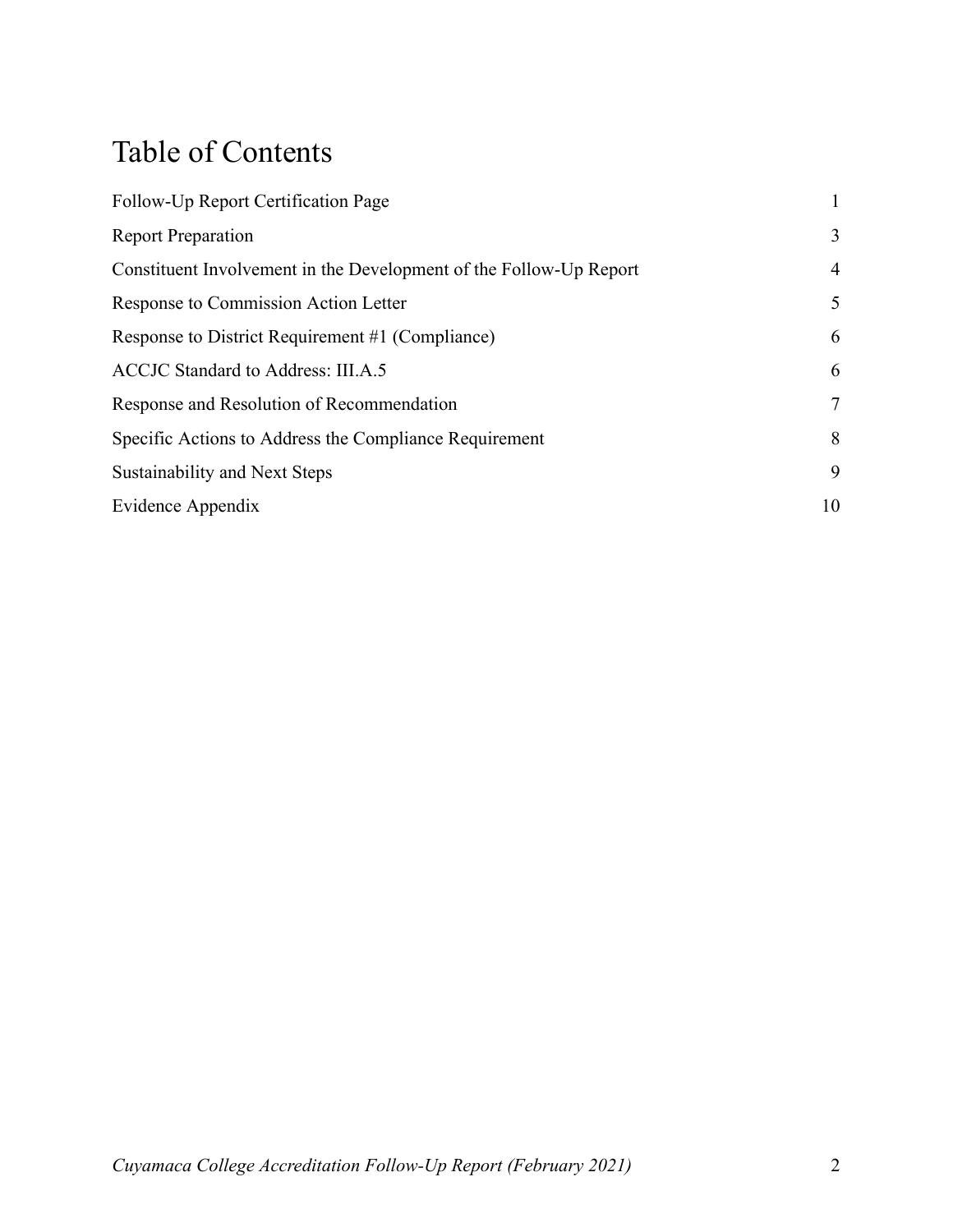# Table of Contents

| | |
|---|---|
| Follow-Up Report Certification Page | 1 |
| Report Preparation | 3 |
| Constituent Involvement in the Development of the Follow-Up Report | 4 |
| Response to Commission Action Letter | 5 |
| Response to District Requirement #1 (Compliance) | 6 |
| ACCJC Standard to Address: III.A.5 | 6 |
| Response and Resolution of Recommendation | 7 |
| Specific Actions to Address the Compliance Requirement | 8 |
| Sustainability and Next Steps | 9 |
| Evidence Appendix | 10 |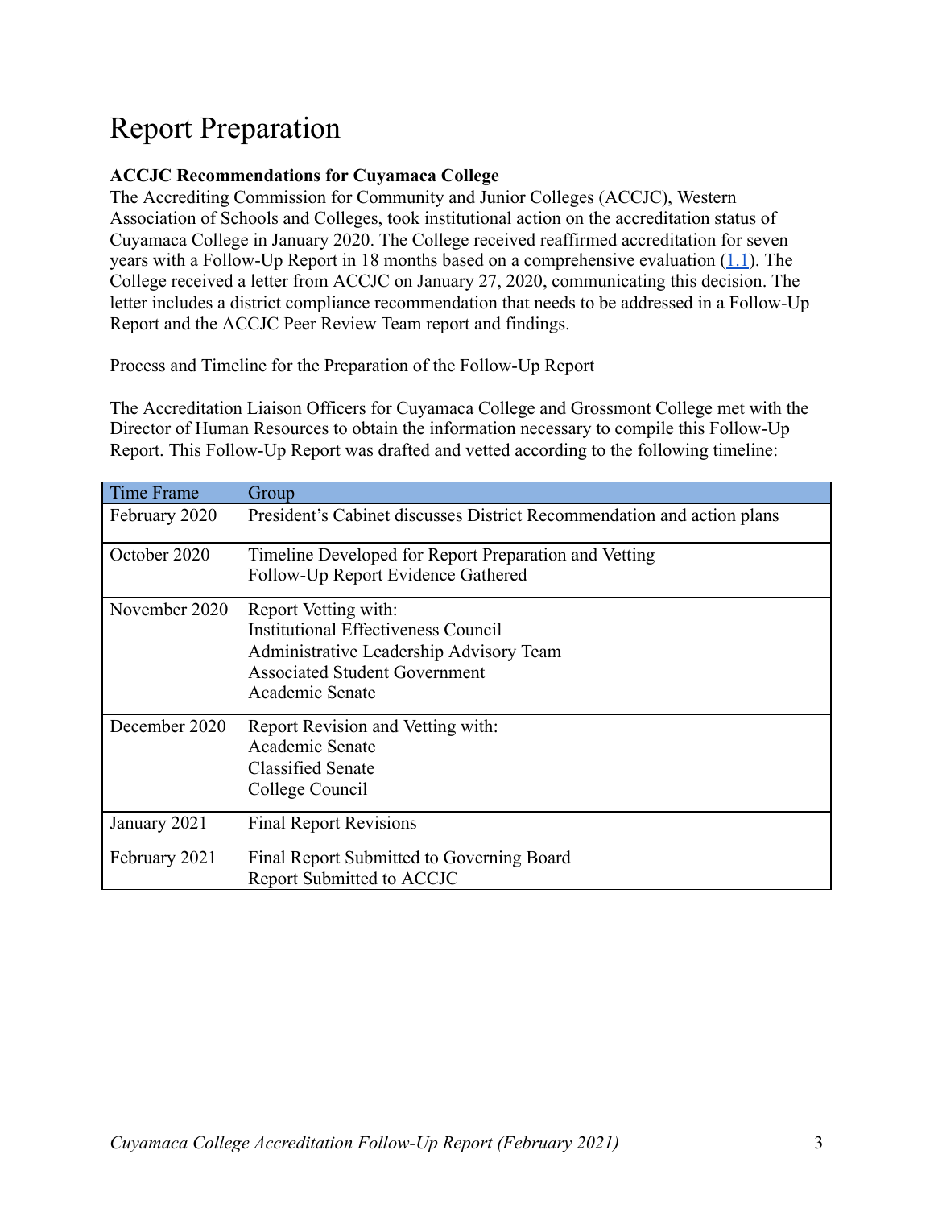# Report Preparation

**ACCJC Recommendations for Cuyamaca College**

The Accrediting Commission for Community and Junior Colleges (ACCJC), Western Association of Schools and Colleges, took institutional action on the accreditation status of Cuyamaca College in January 2020. The College received reaffirmed accreditation for seven years with a Follow-Up Report in 18 months based on a comprehensive evaluation (1.1). The College received a letter from ACCJC on January 27, 2020, communicating this decision. The letter includes a district compliance recommendation that needs to be addressed in a Follow-Up Report and the ACCJC Peer Review Team report and findings.

Process and Timeline for the Preparation of the Follow-Up Report

The Accreditation Liaison Officers for Cuyamaca College and Grossmont College met with the Director of Human Resources to obtain the information necessary to compile this Follow-Up Report. This Follow-Up Report was drafted and vetted according to the following timeline:

| Time Frame | Group |
|---|---|
| February 2020 | President's Cabinet discusses District Recommendation and action plans |
| October 2020 | Timeline Developed for Report Preparation and Vetting<br>Follow-Up Report Evidence Gathered |
| November 2020 | Report Vetting with:<br>Institutional Effectiveness Council<br>Administrative Leadership Advisory Team<br>Associated Student Government<br>Academic Senate |
| December 2020 | Report Revision and Vetting with:<br>Academic Senate<br>Classified Senate<br>College Council |
| January 2021 | Final Report Revisions |
| February 2021 | Final Report Submitted to Governing Board<br>Report Submitted to ACCJC |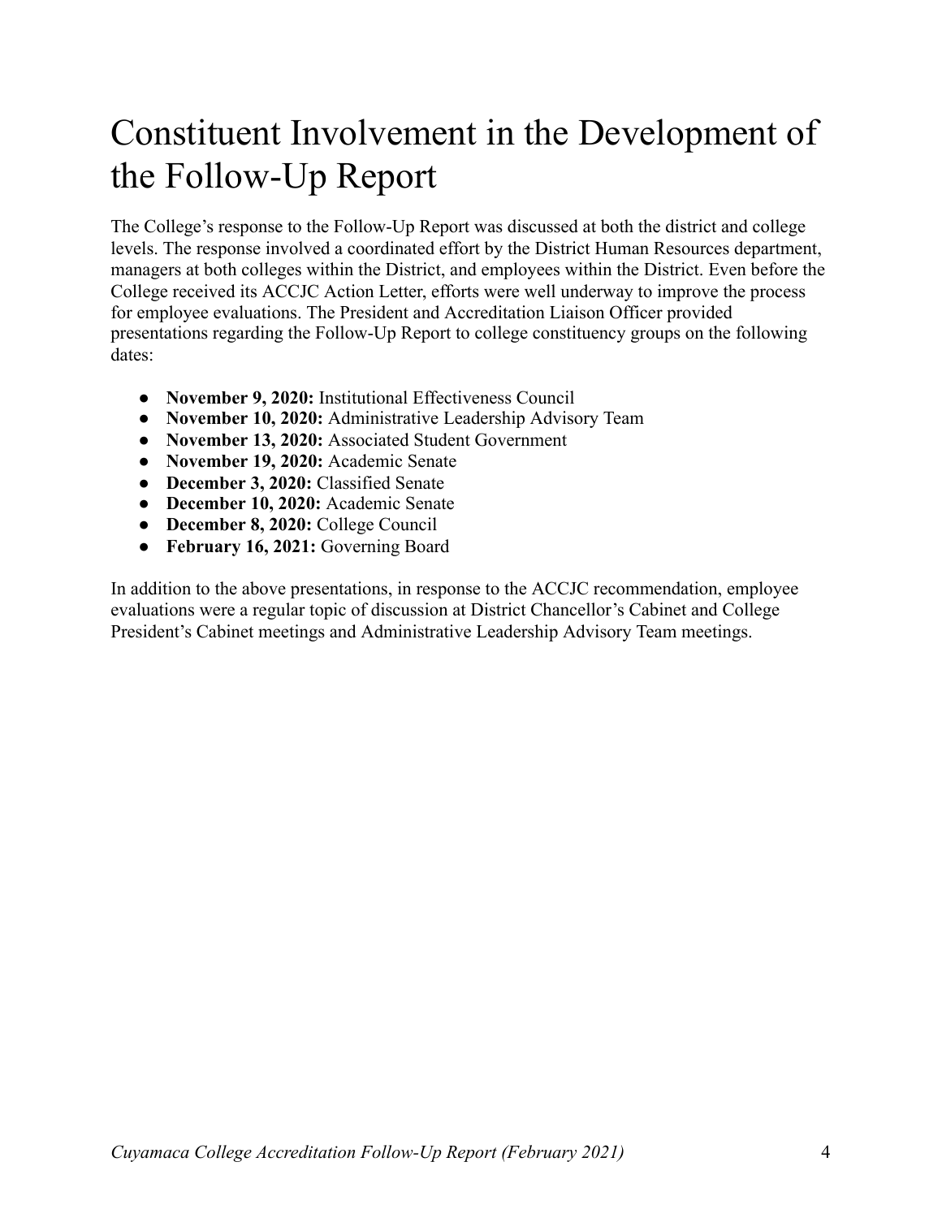# Constituent Involvement in the Development of the Follow-Up Report

The College's response to the Follow-Up Report was discussed at both the district and college levels. The response involved a coordinated effort by the District Human Resources department, managers at both colleges within the District, and employees within the District. Even before the College received its ACCJC Action Letter, efforts were well underway to improve the process for employee evaluations. The President and Accreditation Liaison Officer provided presentations regarding the Follow-Up Report to college constituency groups on the following dates:

- **November 9, 2020:** Institutional Effectiveness Council
- **November 10, 2020:** Administrative Leadership Advisory Team
- **November 13, 2020:** Associated Student Government
- **November 19, 2020:** Academic Senate
- **December 3, 2020:** Classified Senate
- **December 10, 2020:** Academic Senate
- **December 8, 2020:** College Council
- **February 16, 2021:** Governing Board

In addition to the above presentations, in response to the ACCJC recommendation, employee evaluations were a regular topic of discussion at District Chancellor's Cabinet and College President's Cabinet meetings and Administrative Leadership Advisory Team meetings.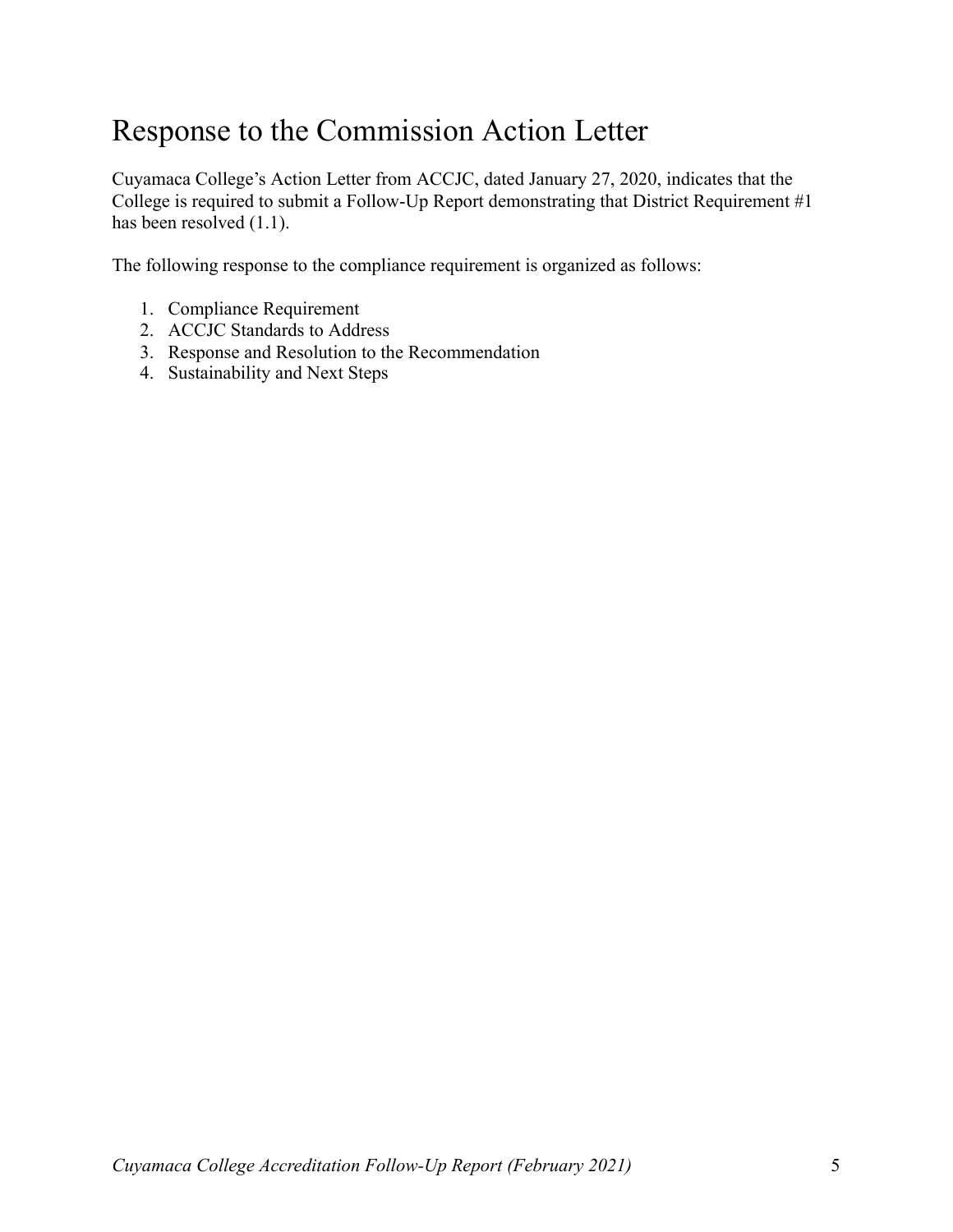# Response to the Commission Action Letter

Cuyamaca College's Action Letter from ACCJC, dated January 27, 2020, indicates that the College is required to submit a Follow-Up Report demonstrating that District Requirement #1 has been resolved (1.1).

The following response to the compliance requirement is organized as follows:

1. Compliance Requirement
2. ACCJC Standards to Address
3. Response and Resolution to the Recommendation
4. Sustainability and Next Steps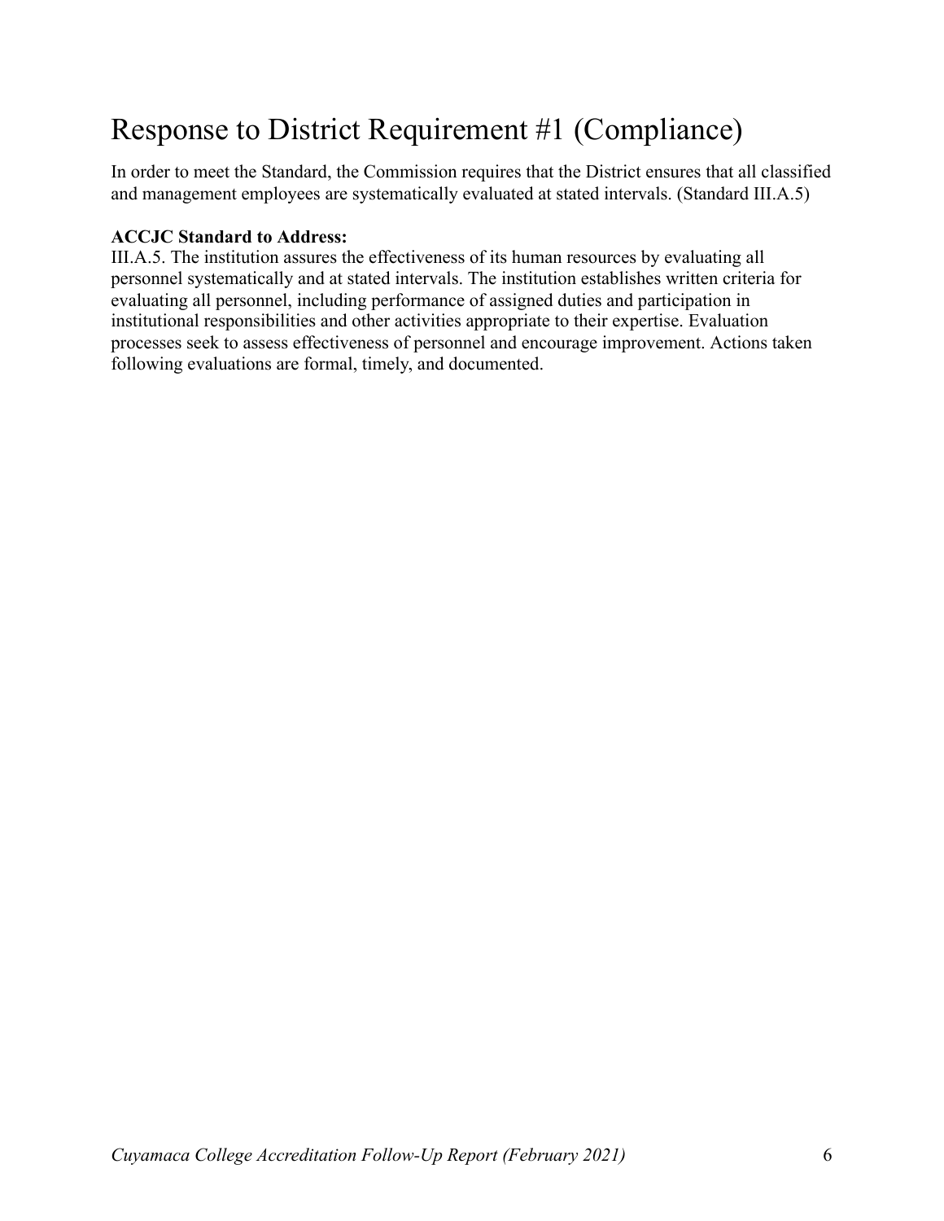# Response to District Requirement #1 (Compliance)

In order to meet the Standard, the Commission requires that the District ensures that all classified and management employees are systematically evaluated at stated intervals. (Standard III.A.5)

**ACCJC Standard to Address:**
III.A.5. The institution assures the effectiveness of its human resources by evaluating all personnel systematically and at stated intervals. The institution establishes written criteria for evaluating all personnel, including performance of assigned duties and participation in institutional responsibilities and other activities appropriate to their expertise. Evaluation processes seek to assess effectiveness of personnel and encourage improvement. Actions taken following evaluations are formal, timely, and documented.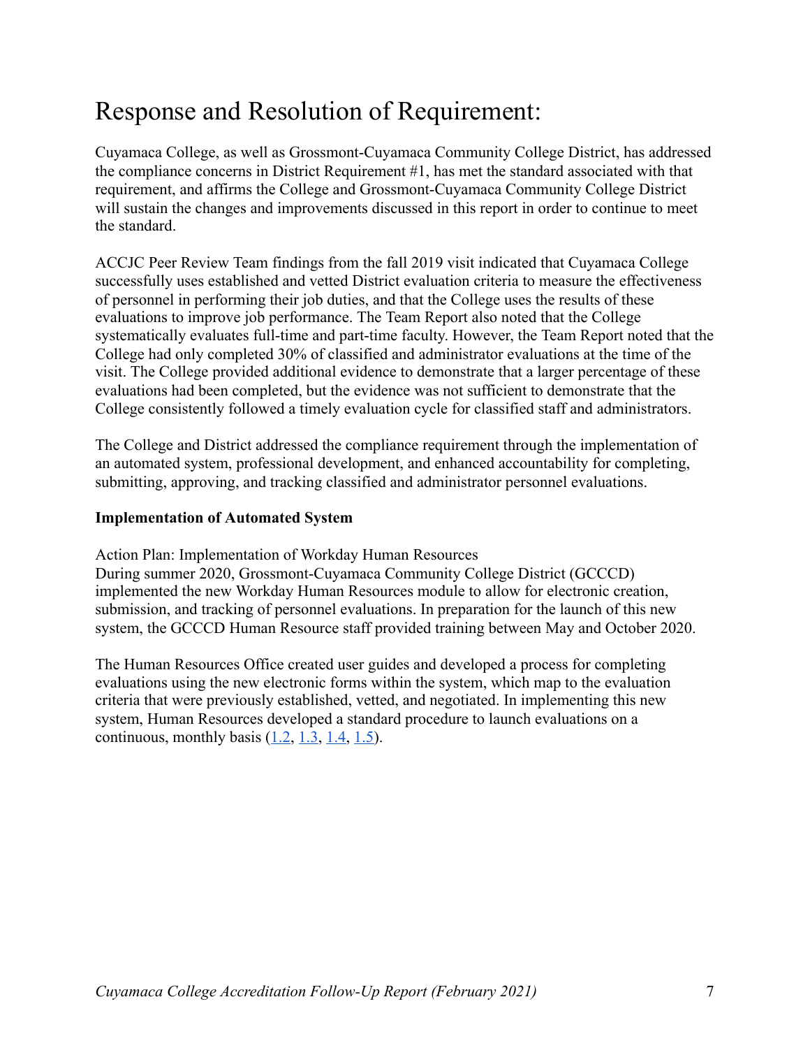# Response and Resolution of Requirement:

Cuyamaca College, as well as Grossmont-Cuyamaca Community College District, has addressed the compliance concerns in District Requirement #1, has met the standard associated with that requirement, and affirms the College and Grossmont-Cuyamaca Community College District will sustain the changes and improvements discussed in this report in order to continue to meet the standard.

ACCJC Peer Review Team findings from the fall 2019 visit indicated that Cuyamaca College successfully uses established and vetted District evaluation criteria to measure the effectiveness of personnel in performing their job duties, and that the College uses the results of these evaluations to improve job performance. The Team Report also noted that the College systematically evaluates full-time and part-time faculty. However, the Team Report noted that the College had only completed 30% of classified and administrator evaluations at the time of the visit. The College provided additional evidence to demonstrate that a larger percentage of these evaluations had been completed, but the evidence was not sufficient to demonstrate that the College consistently followed a timely evaluation cycle for classified staff and administrators.

The College and District addressed the compliance requirement through the implementation of an automated system, professional development, and enhanced accountability for completing, submitting, approving, and tracking classified and administrator personnel evaluations.

**Implementation of Automated System**

Action Plan: Implementation of Workday Human Resources
During summer 2020, Grossmont-Cuyamaca Community College District (GCCCD) implemented the new Workday Human Resources module to allow for electronic creation, submission, and tracking of personnel evaluations. In preparation for the launch of this new system, the GCCCD Human Resource staff provided training between May and October 2020.

The Human Resources Office created user guides and developed a process for completing evaluations using the new electronic forms within the system, which map to the evaluation criteria that were previously established, vetted, and negotiated. In implementing this new system, Human Resources developed a standard procedure to launch evaluations on a continuous, monthly basis (1.2, 1.3, 1.4, 1.5).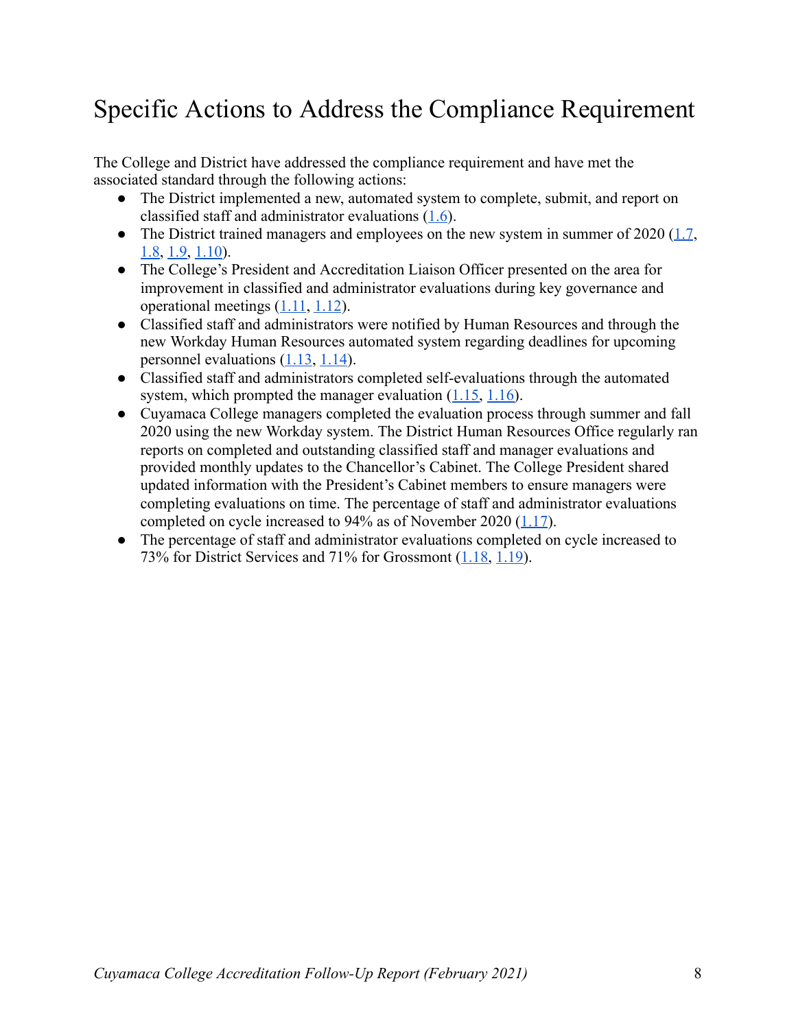# Specific Actions to Address the Compliance Requirement

The College and District have addressed the compliance requirement and have met the associated standard through the following actions:

- The District implemented a new, automated system to complete, submit, and report on classified staff and administrator evaluations (1.6).
- The District trained managers and employees on the new system in summer of 2020 (1.7, 1.8, 1.9, 1.10).
- The College's President and Accreditation Liaison Officer presented on the area for improvement in classified and administrator evaluations during key governance and operational meetings (1.11, 1.12).
- Classified staff and administrators were notified by Human Resources and through the new Workday Human Resources automated system regarding deadlines for upcoming personnel evaluations (1.13, 1.14).
- Classified staff and administrators completed self-evaluations through the automated system, which prompted the manager evaluation (1.15, 1.16).
- Cuyamaca College managers completed the evaluation process through summer and fall 2020 using the new Workday system. The District Human Resources Office regularly ran reports on completed and outstanding classified staff and manager evaluations and provided monthly updates to the Chancellor's Cabinet. The College President shared updated information with the President's Cabinet members to ensure managers were completing evaluations on time. The percentage of staff and administrator evaluations completed on cycle increased to 94% as of November 2020 (1.17).
- The percentage of staff and administrator evaluations completed on cycle increased to 73% for District Services and 71% for Grossmont (1.18, 1.19).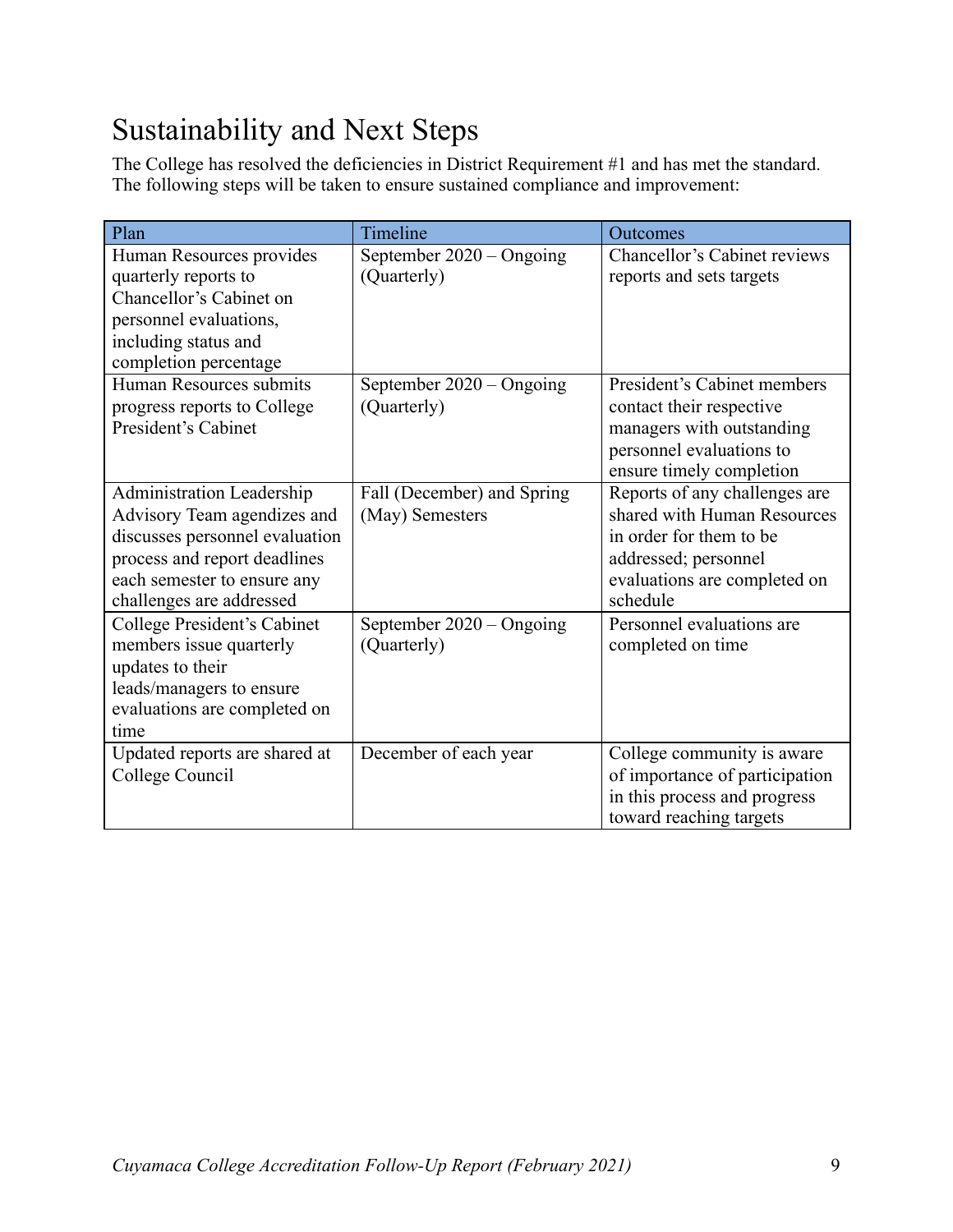# Sustainability and Next Steps

The College has resolved the deficiencies in District Requirement #1 and has met the standard. The following steps will be taken to ensure sustained compliance and improvement:

| Plan | Timeline | Outcomes |
|---|---|---|
| Human Resources provides quarterly reports to Chancellor's Cabinet on personnel evaluations, including status and completion percentage | September 2020 – Ongoing (Quarterly) | Chancellor's Cabinet reviews reports and sets targets |
| Human Resources submits progress reports to College President's Cabinet | September 2020 – Ongoing (Quarterly) | President's Cabinet members contact their respective managers with outstanding personnel evaluations to ensure timely completion |
| Administration Leadership Advisory Team agendizes and discusses personnel evaluation process and report deadlines each semester to ensure any challenges are addressed | Fall (December) and Spring (May) Semesters | Reports of any challenges are shared with Human Resources in order for them to be addressed; personnel evaluations are completed on schedule |
| College President's Cabinet members issue quarterly updates to their leads/managers to ensure evaluations are completed on time | September 2020 – Ongoing (Quarterly) | Personnel evaluations are completed on time |
| Updated reports are shared at College Council | December of each year | College community is aware of importance of participation in this process and progress toward reaching targets |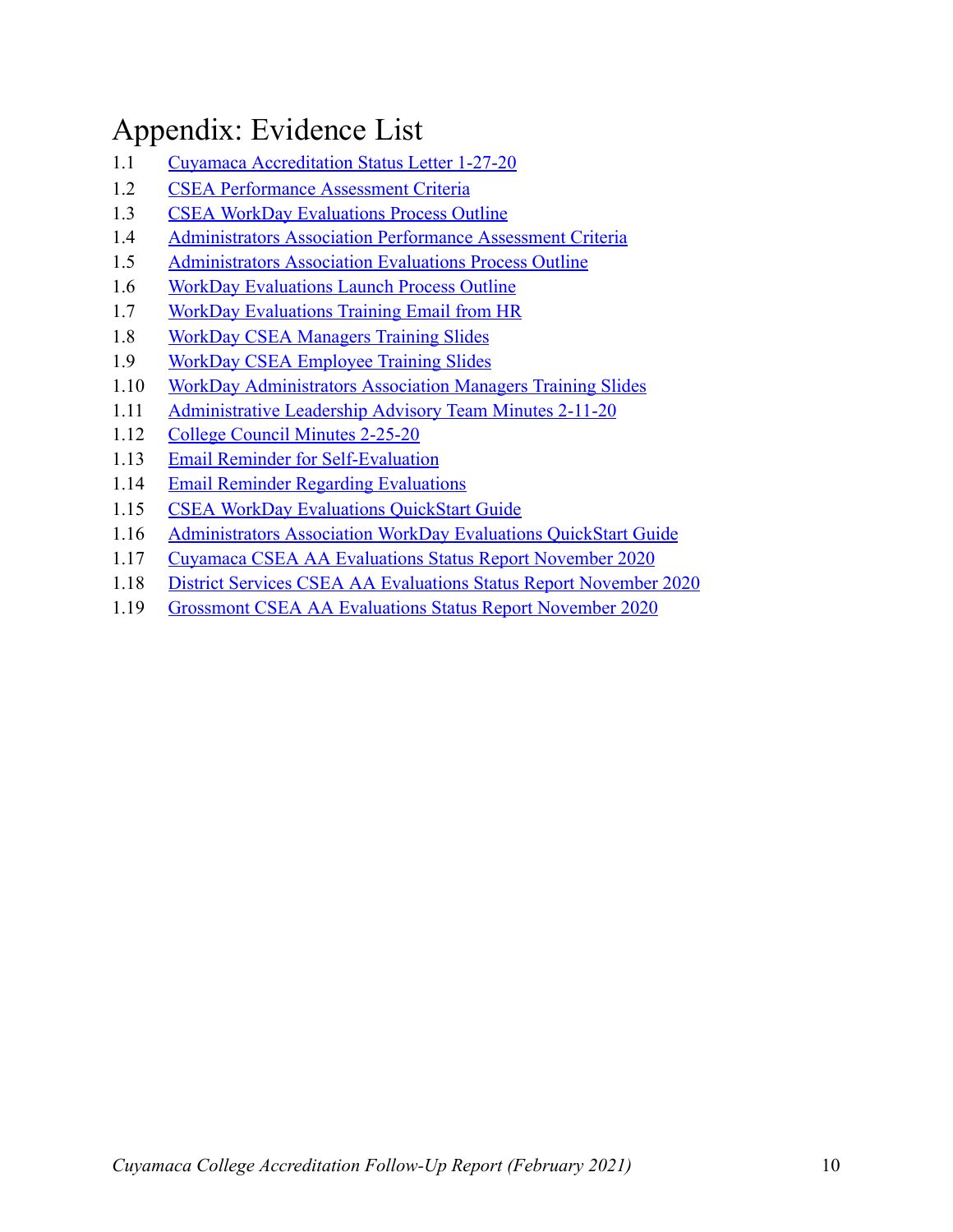# Appendix: Evidence List

1.1 Cuyamaca Accreditation Status Letter 1-27-20
1.2 CSEA Performance Assessment Criteria
1.3 CSEA WorkDay Evaluations Process Outline
1.4 Administrators Association Performance Assessment Criteria
1.5 Administrators Association Evaluations Process Outline
1.6 WorkDay Evaluations Launch Process Outline
1.7 WorkDay Evaluations Training Email from HR
1.8 WorkDay CSEA Managers Training Slides
1.9 WorkDay CSEA Employee Training Slides
1.10 WorkDay Administrators Association Managers Training Slides
1.11 Administrative Leadership Advisory Team Minutes 2-11-20
1.12 College Council Minutes 2-25-20
1.13 Email Reminder for Self-Evaluation
1.14 Email Reminder Regarding Evaluations
1.15 CSEA WorkDay Evaluations QuickStart Guide
1.16 Administrators Association WorkDay Evaluations QuickStart Guide
1.17 Cuyamaca CSEA AA Evaluations Status Report November 2020
1.18 District Services CSEA AA Evaluations Status Report November 2020
1.19 Grossmont CSEA AA Evaluations Status Report November 2020